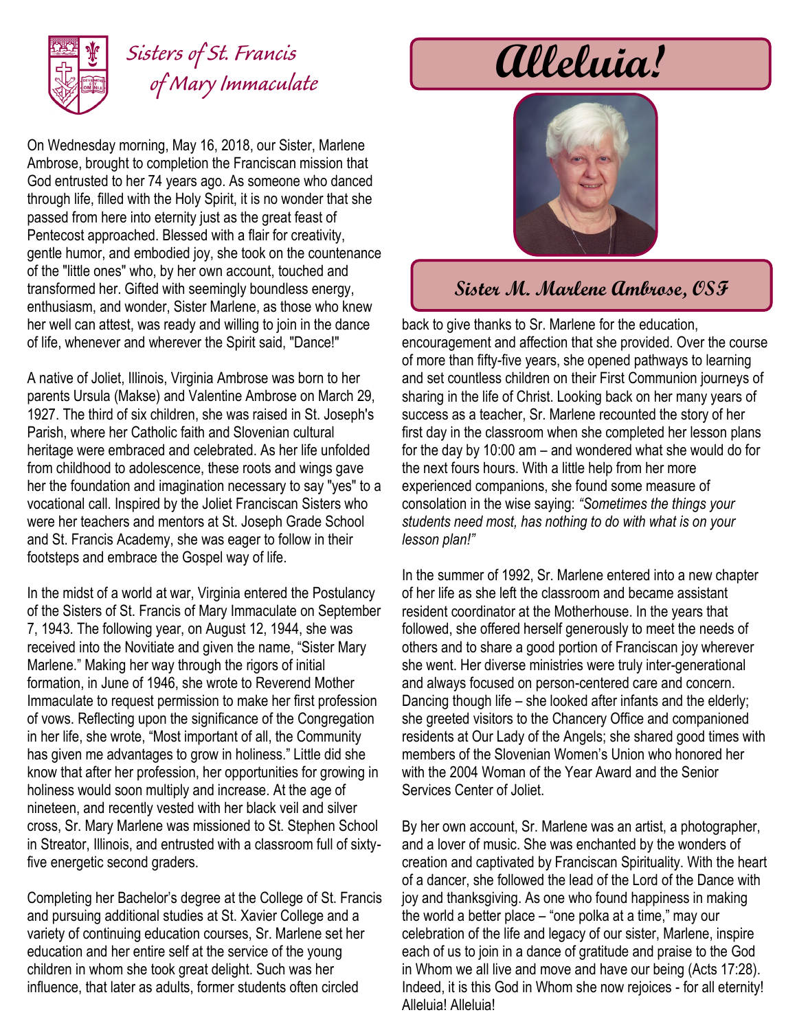# Sisters of St. Francis of Mary Immaculate

# Alleluia!

## Sister M. Marlene Ambrose, OSF

On Wednesday morning, May 16, 2018, our Sister, Marlene Ambrose, brought to completion the Franciscan mission that God entrusted to her 74 years ago. As someone who danced through life, filled with the Holy Spirit, it is no wonder that she passed from here into eternity just as the great feast of Pentecost approached. Blessed with a flair for creativity, gentle humor, and embodied joy, she took on the countenance of the "little ones" who, by her own account, touched and transformed her. Gifted with seemingly boundless energy, enthusiasm, and wonder, Sister Marlene, as those who knew her well can attest, was ready and willing to join in the dance of life, whenever and wherever the Spirit said, "Dance!"

A native of Joliet, Illinois, Virginia Ambrose was born to her parents Ursula (Makse) and Valentine Ambrose on March 29, 1927. The third of six children, she was raised in St. Joseph's Parish, where her Catholic faith and Slovenian cultural heritage were embraced and celebrated. As her life unfolded from childhood to adolescence, these roots and wings gave her the foundation and imagination necessary to say "yes" to a vocational call. Inspired by the Joliet Franciscan Sisters who were her teachers and mentors at St. Joseph Grade School and St. Francis Academy, she was eager to follow in their footsteps and embrace the Gospel way of life.

In the midst of a world at war, Virginia entered the Postulancy of the Sisters of St. Francis of Mary Immaculate on September 7, 1943. The following year, on August 12, 1944, she was received into the Novitiate and given the name, "Sister Mary Marlene." Making her way through the rigors of initial formation, in June of 1946, she wrote to Reverend Mother Immaculate to request permission to make her first profession of vows. Reflecting upon the significance of the Congregation in her life, she wrote, "Most important of all, the Community has given me advantages to grow in holiness." Little did she know that after her profession, her opportunities for growing in holiness would soon multiply and increase. At the age of nineteen, and recently vested with her black veil and silver cross, Sr. Mary Marlene was missioned to St. Stephen School in Streator, Illinois, and entrusted with a classroom full of sixty-five energetic second graders.

Completing her Bachelor's degree at the College of St. Francis and pursuing additional studies at St. Xavier College and a variety of continuing education courses, Sr. Marlene set her education and her entire self at the service of the young children in whom she took great delight. Such was her influence, that later as adults, former students often circled back to give thanks to Sr. Marlene for the education, encouragement and affection that she provided. Over the course of more than fifty-five years, she opened pathways to learning and set countless children on their First Communion journeys of sharing in the life of Christ. Looking back on her many years of success as a teacher, Sr. Marlene recounted the story of her first day in the classroom when she completed her lesson plans for the day by 10:00 am – and wondered what she would do for the next fours hours. With a little help from her more experienced companions, she found some measure of consolation in the wise saying: *"Sometimes the things your students need most, has nothing to do with what is on your lesson plan!"*

In the summer of 1992, Sr. Marlene entered into a new chapter of her life as she left the classroom and became assistant resident coordinator at the Motherhouse. In the years that followed, she offered herself generously to meet the needs of others and to share a good portion of Franciscan joy wherever she went. Her diverse ministries were truly inter-generational and always focused on person-centered care and concern. Dancing though life – she looked after infants and the elderly; she greeted visitors to the Chancery Office and companioned residents at Our Lady of the Angels; she shared good times with members of the Slovenian Women's Union who honored her with the 2004 Woman of the Year Award and the Senior Services Center of Joliet.

By her own account, Sr. Marlene was an artist, a photographer, and a lover of music. She was enchanted by the wonders of creation and captivated by Franciscan Spirituality. With the heart of a dancer, she followed the lead of the Lord of the Dance with joy and thanksgiving. As one who found happiness in making the world a better place – "one polka at a time," may our celebration of the life and legacy of our sister, Marlene, inspire each of us to join in a dance of gratitude and praise to the God in Whom we all live and move and have our being (Acts 17:28). Indeed, it is this God in Whom she now rejoices - for all eternity! Alleluia! Alleluia!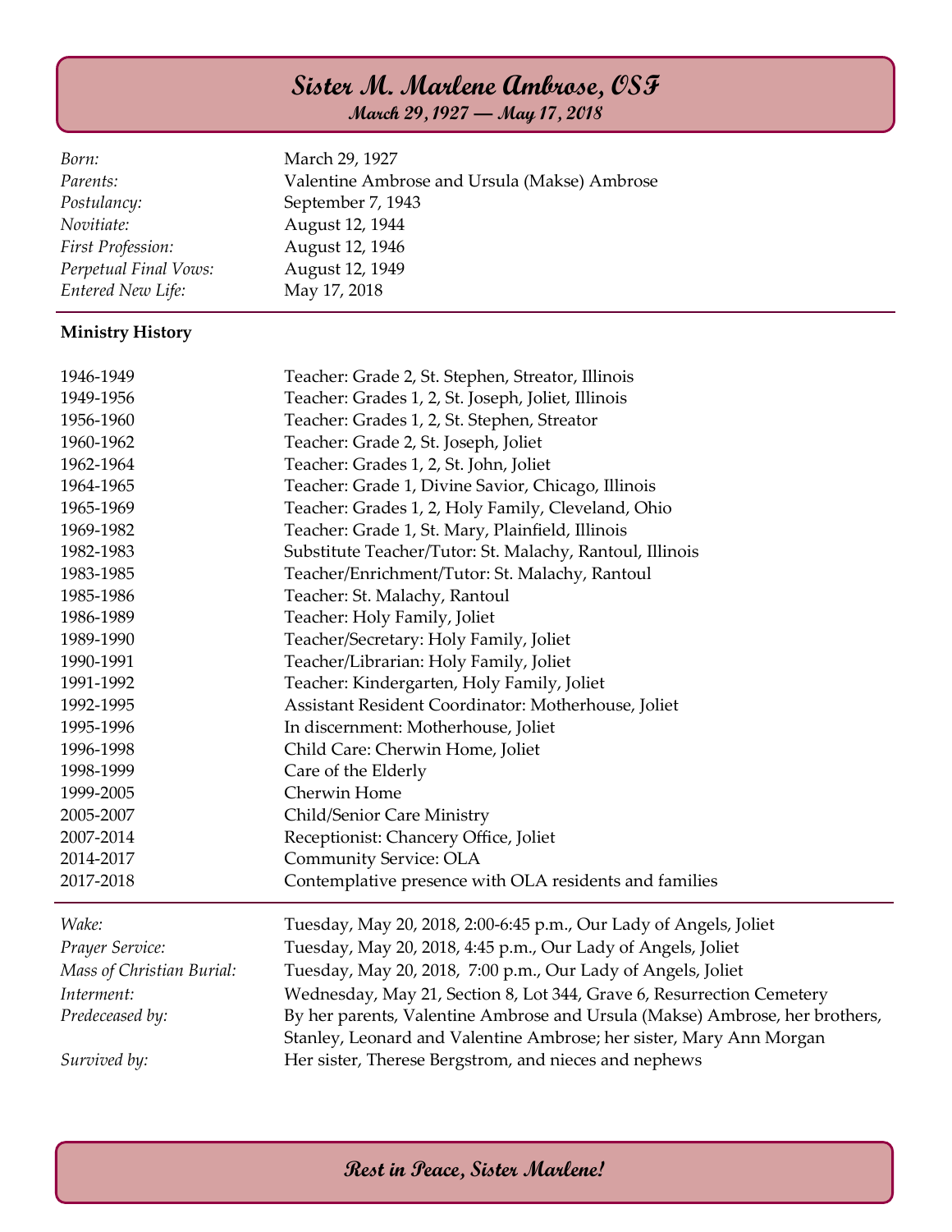# Sister M. Marlene Ambrose, OSF

**March 29, 1927 — May 17, 2018**

| | |
|---|---|
| *Born:* | March 29, 1927 |
| *Parents:* | Valentine Ambrose and Ursula (Makse) Ambrose |
| *Postulancy:* | September 7, 1943 |
| *Novitiate:* | August 12, 1944 |
| *First Profession:* | August 12, 1946 |
| *Perpetual Final Vows:* | August 12, 1949 |
| *Entered New Life:* | May 17, 2018 |

## Ministry History

| | |
|---|---|
| 1946-1949 | Teacher: Grade 2, St. Stephen, Streator, Illinois |
| 1949-1956 | Teacher: Grades 1, 2, St. Joseph, Joliet, Illinois |
| 1956-1960 | Teacher: Grades 1, 2, St. Stephen, Streator |
| 1960-1962 | Teacher: Grade 2, St. Joseph, Joliet |
| 1962-1964 | Teacher: Grades 1, 2, St. John, Joliet |
| 1964-1965 | Teacher: Grade 1, Divine Savior, Chicago, Illinois |
| 1965-1969 | Teacher: Grades 1, 2, Holy Family, Cleveland, Ohio |
| 1969-1982 | Teacher: Grade 1, St. Mary, Plainfield, Illinois |
| 1982-1983 | Substitute Teacher/Tutor: St. Malachy, Rantoul, Illinois |
| 1983-1985 | Teacher/Enrichment/Tutor: St. Malachy, Rantoul |
| 1985-1986 | Teacher: St. Malachy, Rantoul |
| 1986-1989 | Teacher: Holy Family, Joliet |
| 1989-1990 | Teacher/Secretary: Holy Family, Joliet |
| 1990-1991 | Teacher/Librarian: Holy Family, Joliet |
| 1991-1992 | Teacher: Kindergarten, Holy Family, Joliet |
| 1992-1995 | Assistant Resident Coordinator: Motherhouse, Joliet |
| 1995-1996 | In discernment: Motherhouse, Joliet |
| 1996-1998 | Child Care: Cherwin Home, Joliet |
| 1998-1999 | Care of the Elderly |
| 1999-2005 | Cherwin Home |
| 2005-2007 | Child/Senior Care Ministry |
| 2007-2014 | Receptionist: Chancery Office, Joliet |
| 2014-2017 | Community Service: OLA |
| 2017-2018 | Contemplative presence with OLA residents and families |

| | |
|---|---|
| *Wake:* | Tuesday, May 20, 2018, 2:00-6:45 p.m., Our Lady of Angels, Joliet |
| *Prayer Service:* | Tuesday, May 20, 2018, 4:45 p.m., Our Lady of Angels, Joliet |
| *Mass of Christian Burial:* | Tuesday, May 20, 2018, 7:00 p.m., Our Lady of Angels, Joliet |
| *Interment:* | Wednesday, May 21, Section 8, Lot 344, Grave 6, Resurrection Cemetery |
| *Predeceased by:* | By her parents, Valentine Ambrose and Ursula (Makse) Ambrose, her brothers, Stanley, Leonard and Valentine Ambrose; her sister, Mary Ann Morgan |
| *Survived by:* | Her sister, Therese Bergstrom, and nieces and nephews |

**Rest in Peace, Sister Marlene!**